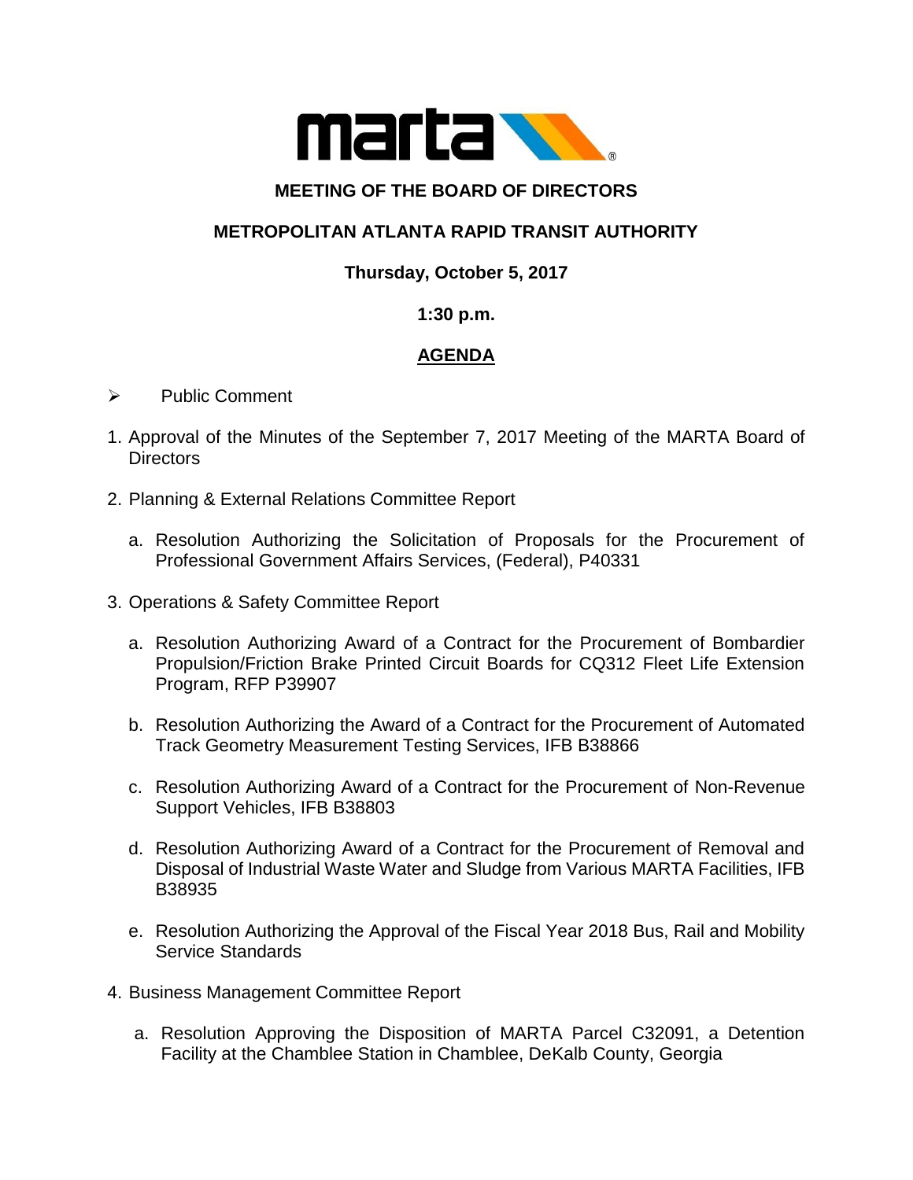**MEETING OF THE BOARD OF DIRECTORS**

**METROPOLITAN ATLANTA RAPID TRANSIT AUTHORITY**

**Thursday, October 5, 2017**

**1:30 p.m.**

## AGENDA

- Public Comment

1. Approval of the Minutes of the September 7, 2017 Meeting of the MARTA Board of Directors

2. Planning & External Relations Committee Report

   a. Resolution Authorizing the Solicitation of Proposals for the Procurement of Professional Government Affairs Services, (Federal), P40331

3. Operations & Safety Committee Report

   a. Resolution Authorizing Award of a Contract for the Procurement of Bombardier Propulsion/Friction Brake Printed Circuit Boards for CQ312 Fleet Life Extension Program, RFP P39907

   b. Resolution Authorizing the Award of a Contract for the Procurement of Automated Track Geometry Measurement Testing Services, IFB B38866

   c. Resolution Authorizing Award of a Contract for the Procurement of Non-Revenue Support Vehicles, IFB B38803

   d. Resolution Authorizing Award of a Contract for the Procurement of Removal and Disposal of Industrial Waste Water and Sludge from Various MARTA Facilities, IFB B38935

   e. Resolution Authorizing the Approval of the Fiscal Year 2018 Bus, Rail and Mobility Service Standards

4. Business Management Committee Report

   a. Resolution Approving the Disposition of MARTA Parcel C32091, a Detention Facility at the Chamblee Station in Chamblee, DeKalb County, Georgia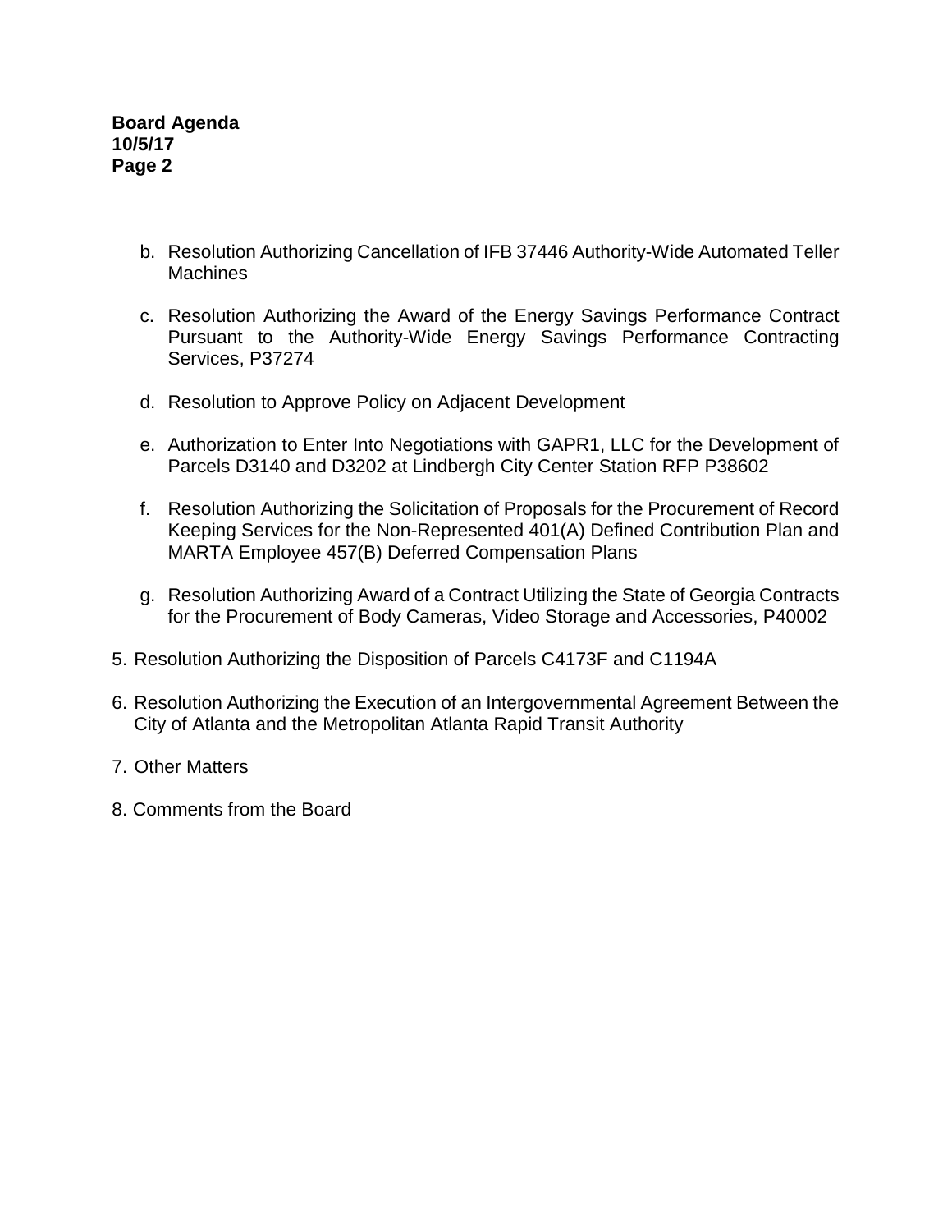b. Resolution Authorizing Cancellation of IFB 37446 Authority-Wide Automated Teller Machines

c. Resolution Authorizing the Award of the Energy Savings Performance Contract Pursuant to the Authority-Wide Energy Savings Performance Contracting Services, P37274

d. Resolution to Approve Policy on Adjacent Development

e. Authorization to Enter Into Negotiations with GAPR1, LLC for the Development of Parcels D3140 and D3202 at Lindbergh City Center Station RFP P38602

f. Resolution Authorizing the Solicitation of Proposals for the Procurement of Record Keeping Services for the Non-Represented 401(A) Defined Contribution Plan and MARTA Employee 457(B) Deferred Compensation Plans

g. Resolution Authorizing Award of a Contract Utilizing the State of Georgia Contracts for the Procurement of Body Cameras, Video Storage and Accessories, P40002

5. Resolution Authorizing the Disposition of Parcels C4173F and C1194A

6. Resolution Authorizing the Execution of an Intergovernmental Agreement Between the City of Atlanta and the Metropolitan Atlanta Rapid Transit Authority

7. Other Matters

8. Comments from the Board